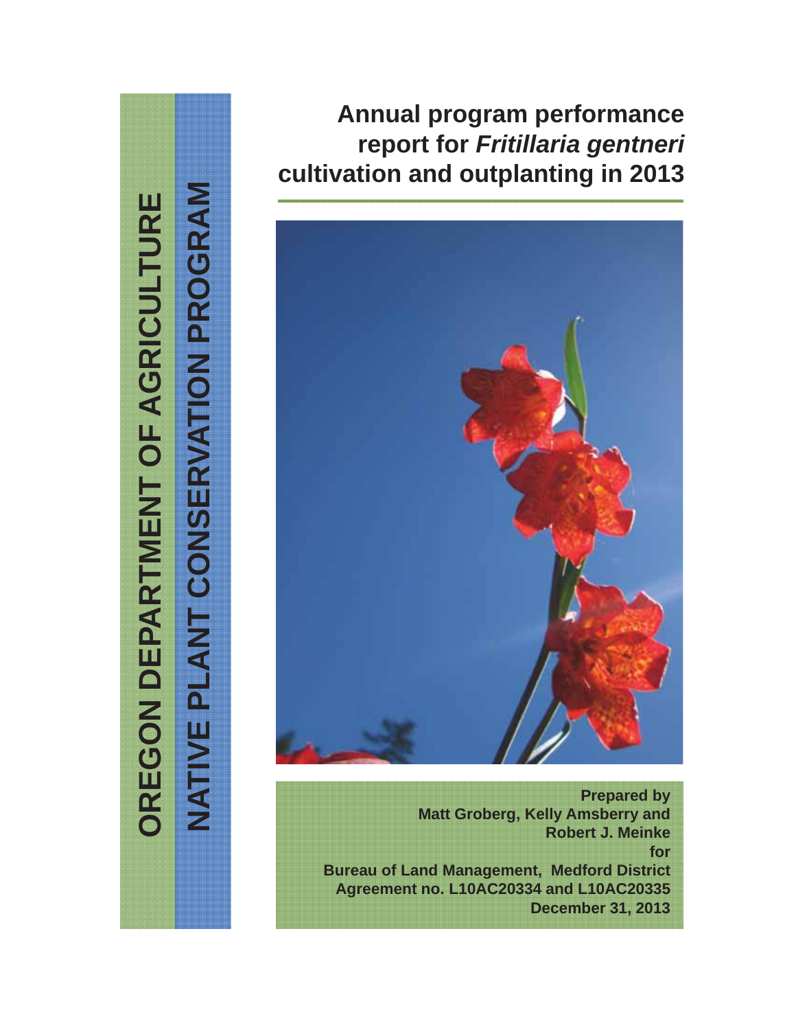OREGON DEPARTMENT OF AGRICULTURE

NATIVE PLANT CONSERVATION PROGRAM

# Annual program performance report for *Fritillaria gentneri* cultivation and outplanting in 2013

**Prepared by**
**Matt Groberg, Kelly Amsberry and Robert J. Meinke**
**for**
**Bureau of Land Management, Medford District**
**Agreement no. L10AC20334 and L10AC20335**
**December 31, 2013**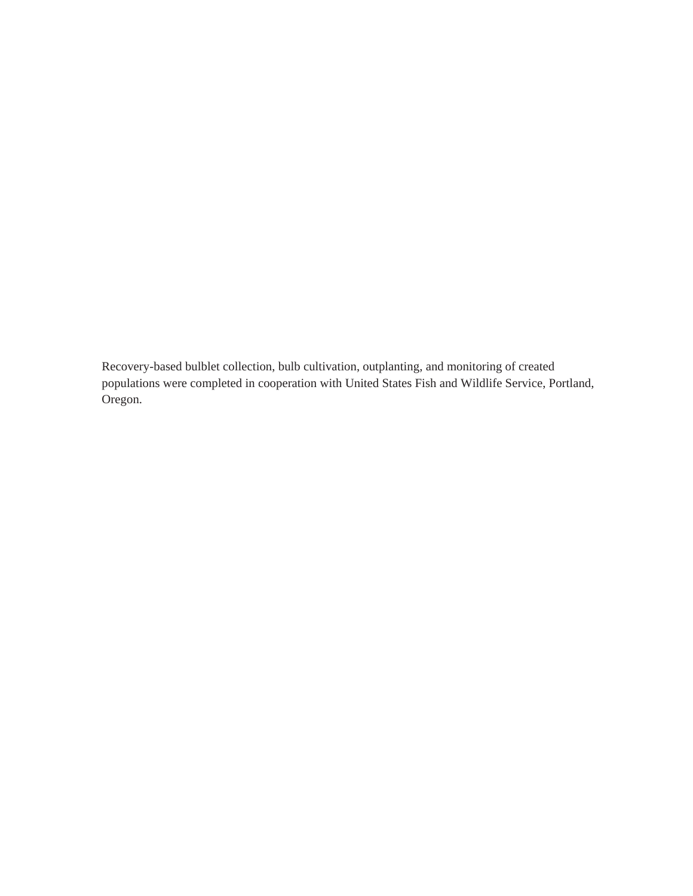Recovery-based bulblet collection, bulb cultivation, outplanting, and monitoring of created populations were completed in cooperation with United States Fish and Wildlife Service, Portland, Oregon.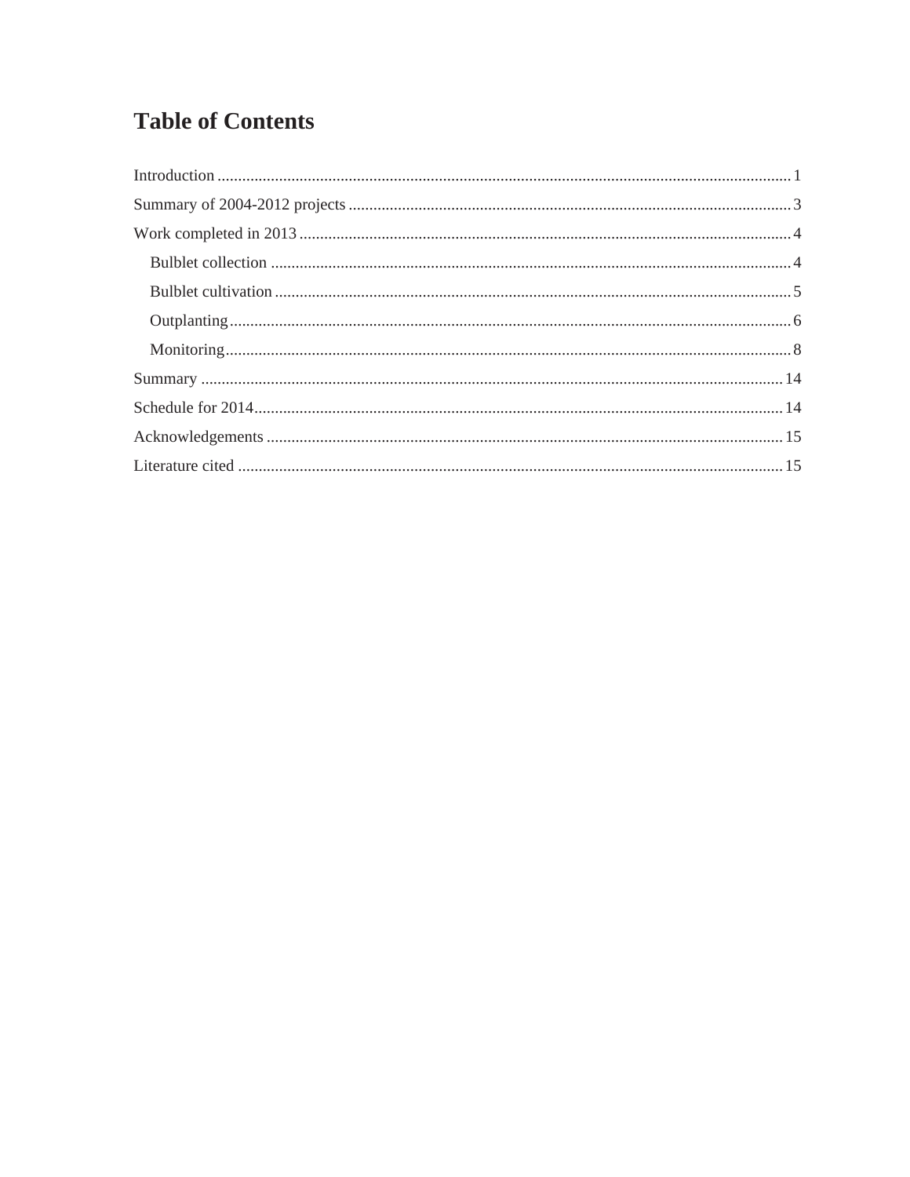# Table of Contents

Introduction ........................................................................................................................................ 1

Summary of 2004-2012 projects ......................................................................................................... 3

Work completed in 2013 ..................................................................................................................... 4

- Bulblet collection ........................................................................................................................... 4
- Bulblet cultivation .......................................................................................................................... 5
- Outplanting ..................................................................................................................................... 6
- Monitoring ...................................................................................................................................... 8

Summary ........................................................................................................................................... 14

Schedule for 2014 .............................................................................................................................. 14

Acknowledgements ........................................................................................................................... 15

Literature cited .................................................................................................................................. 15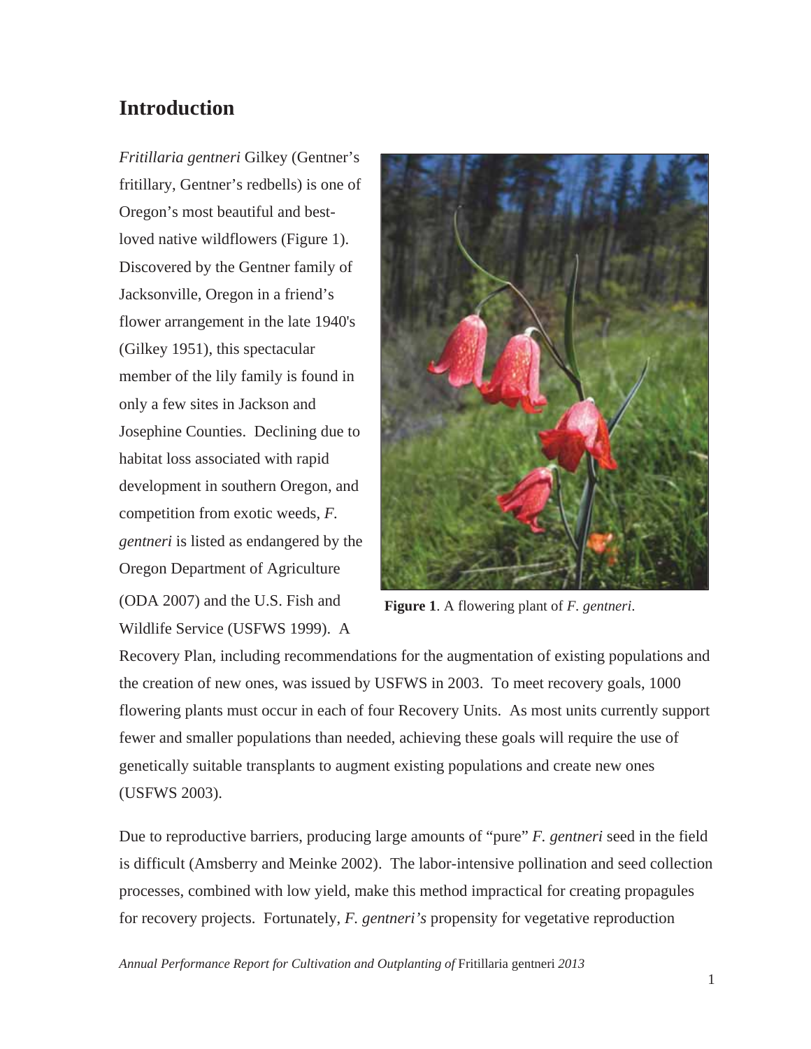# Introduction

*Fritillaria gentneri* Gilkey (Gentner's fritillary, Gentner's redbells) is one of Oregon's most beautiful and best-loved native wildflowers (Figure 1). Discovered by the Gentner family of Jacksonville, Oregon in a friend's flower arrangement in the late 1940's (Gilkey 1951), this spectacular member of the lily family is found in only a few sites in Jackson and Josephine Counties. Declining due to habitat loss associated with rapid development in southern Oregon, and competition from exotic weeds, *F. gentneri* is listed as endangered by the Oregon Department of Agriculture (ODA 2007) and the U.S. Fish and Wildlife Service (USFWS 1999). A Recovery Plan, including recommendations for the augmentation of existing populations and the creation of new ones, was issued by USFWS in 2003. To meet recovery goals, 1000 flowering plants must occur in each of four Recovery Units. As most units currently support fewer and smaller populations than needed, achieving these goals will require the use of genetically suitable transplants to augment existing populations and create new ones (USFWS 2003).

**Figure 1**. A flowering plant of *F. gentneri*.

Due to reproductive barriers, producing large amounts of "pure" *F. gentneri* seed in the field is difficult (Amsberry and Meinke 2002). The labor-intensive pollination and seed collection processes, combined with low yield, make this method impractical for creating propagules for recovery projects. Fortunately, *F. gentneri's* propensity for vegetative reproduction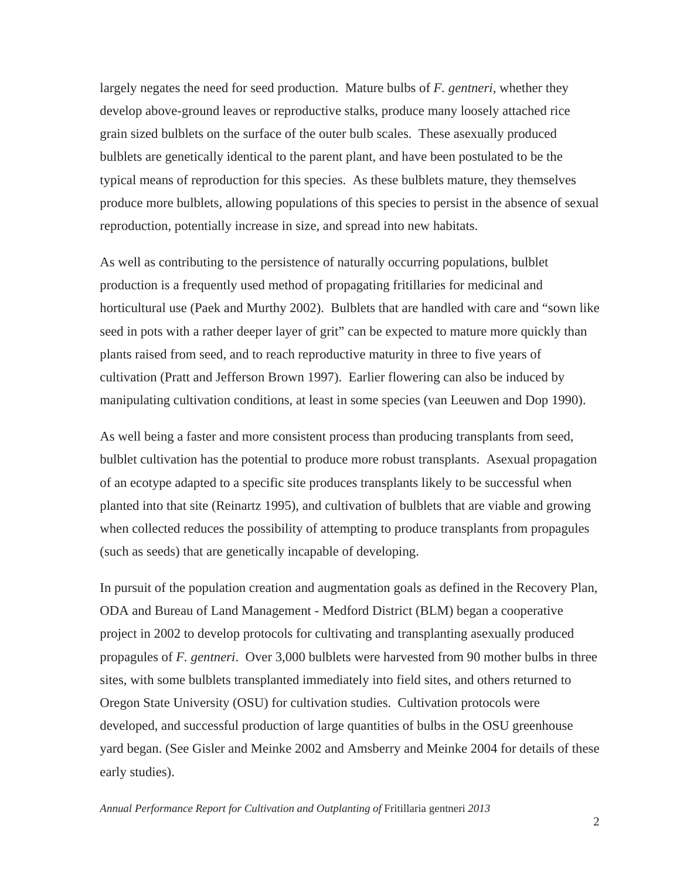largely negates the need for seed production. Mature bulbs of *F. gentneri*, whether they develop above-ground leaves or reproductive stalks, produce many loosely attached rice grain sized bulblets on the surface of the outer bulb scales. These asexually produced bulblets are genetically identical to the parent plant, and have been postulated to be the typical means of reproduction for this species. As these bulblets mature, they themselves produce more bulblets, allowing populations of this species to persist in the absence of sexual reproduction, potentially increase in size, and spread into new habitats.

As well as contributing to the persistence of naturally occurring populations, bulblet production is a frequently used method of propagating fritillaries for medicinal and horticultural use (Paek and Murthy 2002). Bulblets that are handled with care and "sown like seed in pots with a rather deeper layer of grit" can be expected to mature more quickly than plants raised from seed, and to reach reproductive maturity in three to five years of cultivation (Pratt and Jefferson Brown 1997). Earlier flowering can also be induced by manipulating cultivation conditions, at least in some species (van Leeuwen and Dop 1990).

As well being a faster and more consistent process than producing transplants from seed, bulblet cultivation has the potential to produce more robust transplants. Asexual propagation of an ecotype adapted to a specific site produces transplants likely to be successful when planted into that site (Reinartz 1995), and cultivation of bulblets that are viable and growing when collected reduces the possibility of attempting to produce transplants from propagules (such as seeds) that are genetically incapable of developing.

In pursuit of the population creation and augmentation goals as defined in the Recovery Plan, ODA and Bureau of Land Management - Medford District (BLM) began a cooperative project in 2002 to develop protocols for cultivating and transplanting asexually produced propagules of *F. gentneri*. Over 3,000 bulblets were harvested from 90 mother bulbs in three sites, with some bulblets transplanted immediately into field sites, and others returned to Oregon State University (OSU) for cultivation studies. Cultivation protocols were developed, and successful production of large quantities of bulbs in the OSU greenhouse yard began. (See Gisler and Meinke 2002 and Amsberry and Meinke 2004 for details of these early studies).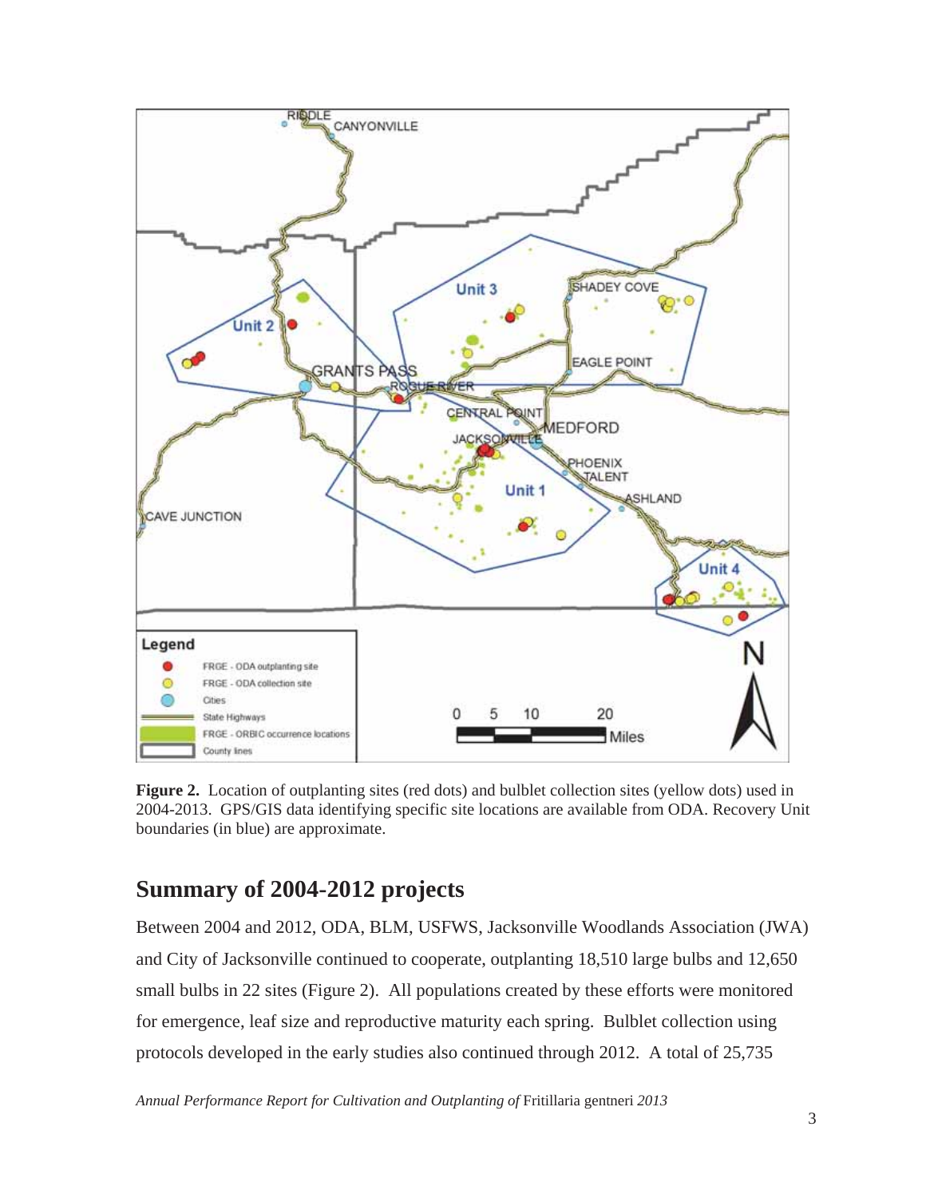**Figure 2.** Location of outplanting sites (red dots) and bulblet collection sites (yellow dots) used in 2004-2013. GPS/GIS data identifying specific site locations are available from ODA. Recovery Unit boundaries (in blue) are approximate.

## Summary of 2004-2012 projects

Between 2004 and 2012, ODA, BLM, USFWS, Jacksonville Woodlands Association (JWA) and City of Jacksonville continued to cooperate, outplanting 18,510 large bulbs and 12,650 small bulbs in 22 sites (Figure 2). All populations created by these efforts were monitored for emergence, leaf size and reproductive maturity each spring. Bulblet collection using protocols developed in the early studies also continued through 2012. A total of 25,735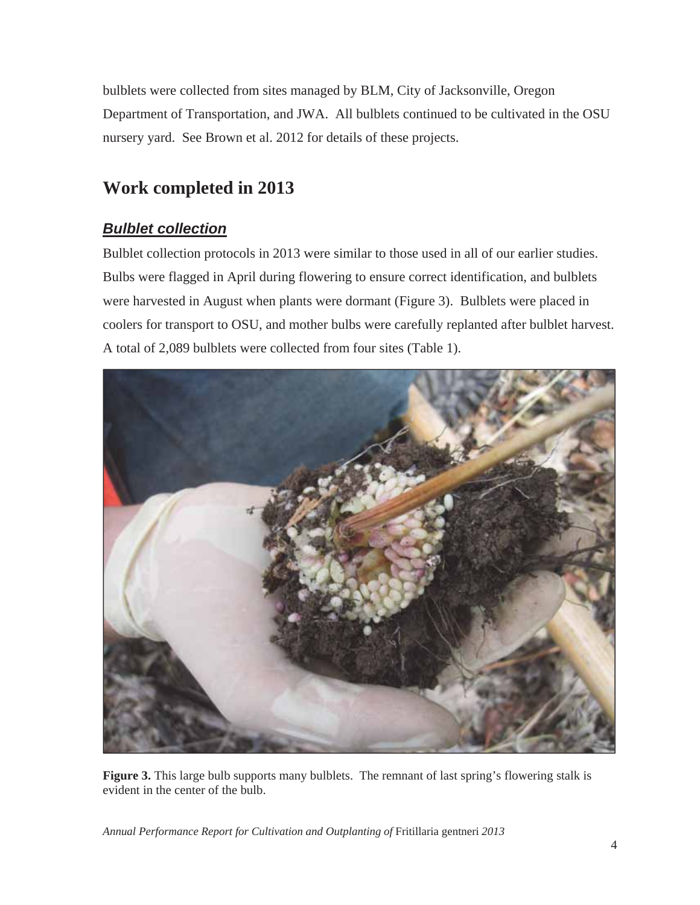bulblets were collected from sites managed by BLM, City of Jacksonville, Oregon Department of Transportation, and JWA. All bulblets continued to be cultivated in the OSU nursery yard. See Brown et al. 2012 for details of these projects.

# Work completed in 2013

## ***Bulblet collection***

Bulblet collection protocols in 2013 were similar to those used in all of our earlier studies. Bulbs were flagged in April during flowering to ensure correct identification, and bulblets were harvested in August when plants were dormant (Figure 3). Bulblets were placed in coolers for transport to OSU, and mother bulbs were carefully replanted after bulblet harvest. A total of 2,089 bulblets were collected from four sites (Table 1).

**Figure 3.** This large bulb supports many bulblets. The remnant of last spring's flowering stalk is evident in the center of the bulb.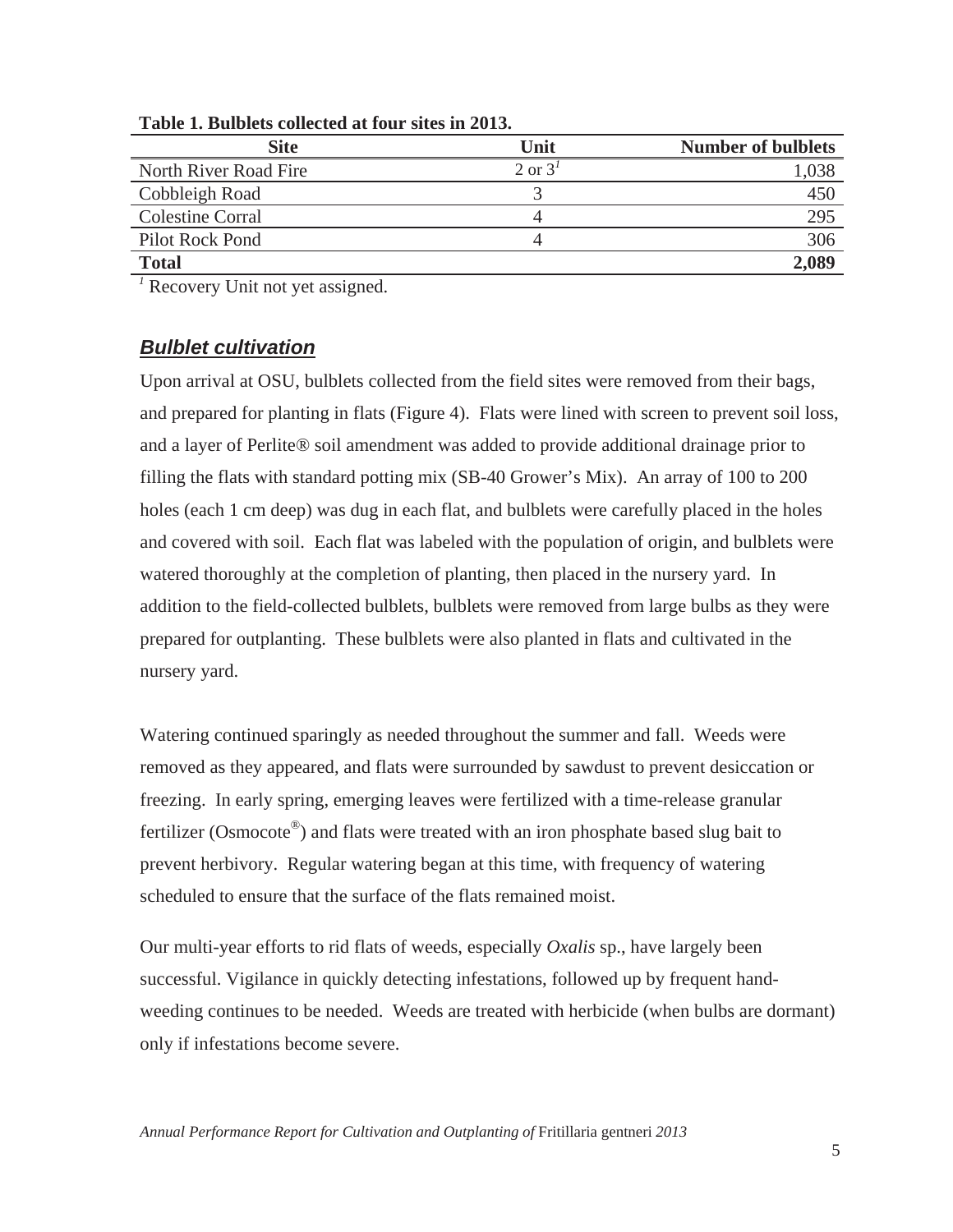**Table 1. Bulblets collected at four sites in 2013.**

| Site | Unit | Number of bulblets |
|---|---|---|
| North River Road Fire | 2 or 3[1] | 1,038 |
| Cobbleigh Road | 3 | 450 |
| Colestine Corral | 4 | 295 |
| Pilot Rock Pond | 4 | 306 |
| **Total** | | **2,089** |

[1] Recovery Unit not yet assigned.

## ***Bulblet cultivation***

Upon arrival at OSU, bulblets collected from the field sites were removed from their bags, and prepared for planting in flats (Figure 4). Flats were lined with screen to prevent soil loss, and a layer of Perlite® soil amendment was added to provide additional drainage prior to filling the flats with standard potting mix (SB-40 Grower's Mix). An array of 100 to 200 holes (each 1 cm deep) was dug in each flat, and bulblets were carefully placed in the holes and covered with soil. Each flat was labeled with the population of origin, and bulblets were watered thoroughly at the completion of planting, then placed in the nursery yard. In addition to the field-collected bulblets, bulblets were removed from large bulbs as they were prepared for outplanting. These bulblets were also planted in flats and cultivated in the nursery yard.

Watering continued sparingly as needed throughout the summer and fall. Weeds were removed as they appeared, and flats were surrounded by sawdust to prevent desiccation or freezing. In early spring, emerging leaves were fertilized with a time-release granular fertilizer (Osmocote®) and flats were treated with an iron phosphate based slug bait to prevent herbivory. Regular watering began at this time, with frequency of watering scheduled to ensure that the surface of the flats remained moist.

Our multi-year efforts to rid flats of weeds, especially *Oxalis* sp., have largely been successful. Vigilance in quickly detecting infestations, followed up by frequent hand-weeding continues to be needed. Weeds are treated with herbicide (when bulbs are dormant) only if infestations become severe.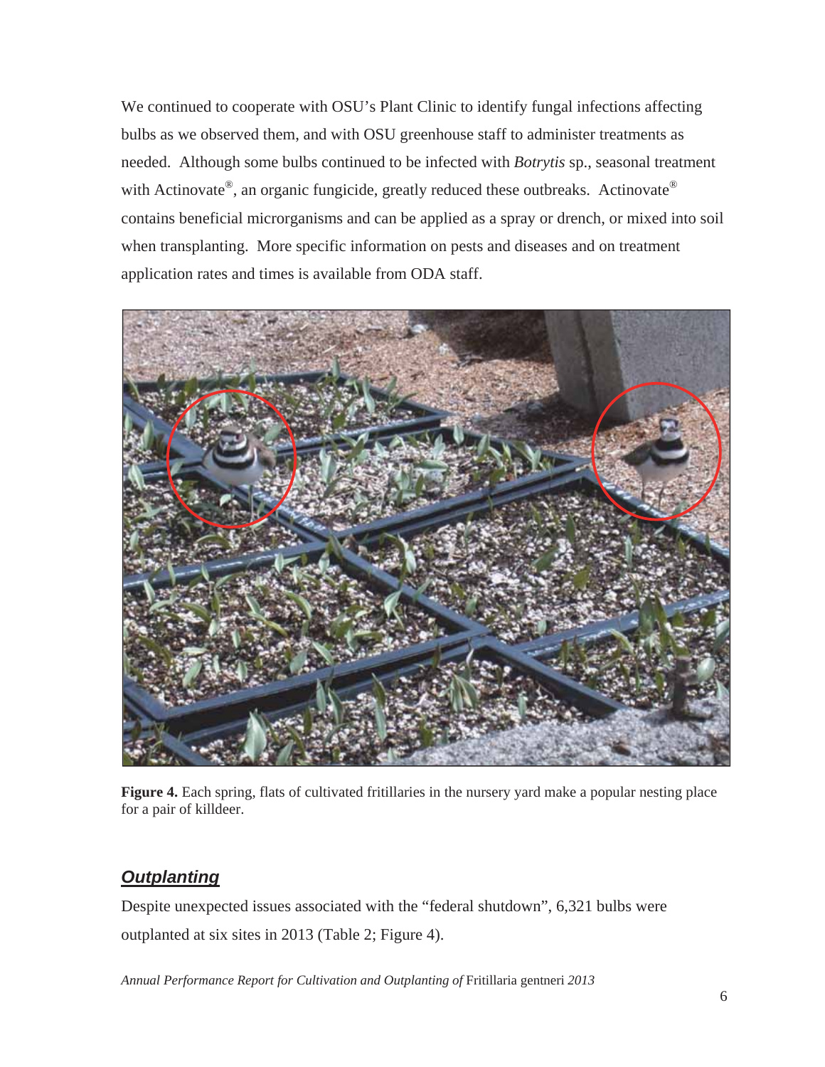We continued to cooperate with OSU's Plant Clinic to identify fungal infections affecting bulbs as we observed them, and with OSU greenhouse staff to administer treatments as needed. Although some bulbs continued to be infected with *Botrytis* sp., seasonal treatment with Actinovate®, an organic fungicide, greatly reduced these outbreaks. Actinovate® contains beneficial microrganisms and can be applied as a spray or drench, or mixed into soil when transplanting. More specific information on pests and diseases and on treatment application rates and times is available from ODA staff.

**Figure 4.** Each spring, flats of cultivated fritillaries in the nursery yard make a popular nesting place for a pair of killdeer.

## ***Outplanting***

Despite unexpected issues associated with the "federal shutdown", 6,321 bulbs were outplanted at six sites in 2013 (Table 2; Figure 4).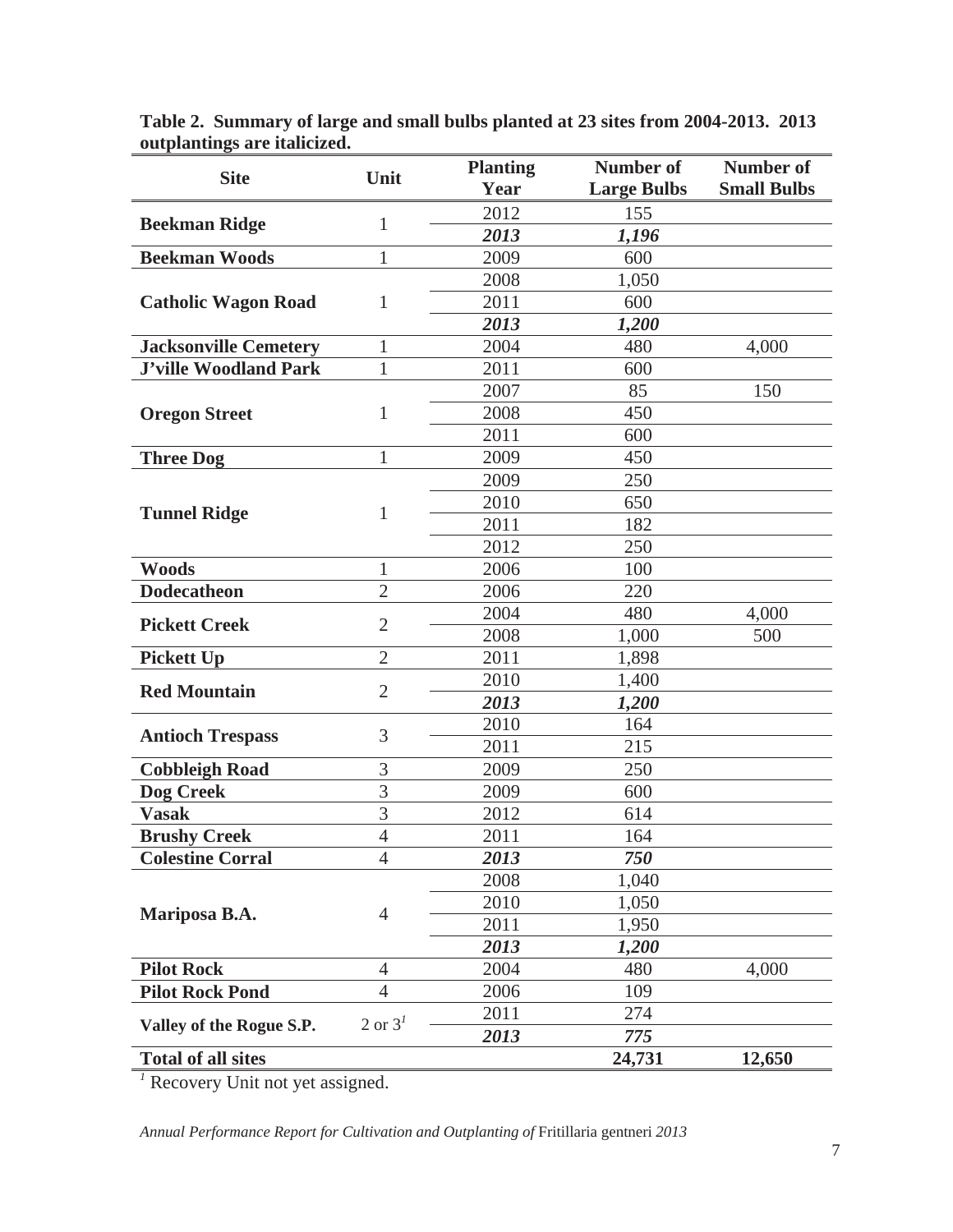**Table 2. Summary of large and small bulbs planted at 23 sites from 2004-2013. 2013 outplantings are italicized.**

| Site | Unit | Planting Year | Number of Large Bulbs | Number of Small Bulbs |
|---|---|---|---|---|
| **Beekman Ridge** | 1 | 2012 | 155 | |
| | | ***2013*** | ***1,196*** | |
| **Beekman Woods** | 1 | 2009 | 600 | |
| **Catholic Wagon Road** | 1 | 2008 | 1,050 | |
| | | 2011 | 600 | |
| | | ***2013*** | ***1,200*** | |
| **Jacksonville Cemetery** | 1 | 2004 | 480 | 4,000 |
| **J'ville Woodland Park** | 1 | 2011 | 600 | |
| **Oregon Street** | 1 | 2007 | 85 | 150 |
| | | 2008 | 450 | |
| | | 2011 | 600 | |
| **Three Dog** | 1 | 2009 | 450 | |
| **Tunnel Ridge** | 1 | 2009 | 250 | |
| | | 2010 | 650 | |
| | | 2011 | 182 | |
| | | 2012 | 250 | |
| **Woods** | 1 | 2006 | 100 | |
| **Dodecatheon** | 2 | 2006 | 220 | |
| **Pickett Creek** | 2 | 2004 | 480 | 4,000 |
| | | 2008 | 1,000 | 500 |
| **Pickett Up** | 2 | 2011 | 1,898 | |
| **Red Mountain** | 2 | 2010 | 1,400 | |
| | | ***2013*** | ***1,200*** | |
| **Antioch Trespass** | 3 | 2010 | 164 | |
| | | 2011 | 215 | |
| **Cobbleigh Road** | 3 | 2009 | 250 | |
| **Dog Creek** | 3 | 2009 | 600 | |
| **Vasak** | 3 | 2012 | 614 | |
| **Brushy Creek** | 4 | 2011 | 164 | |
| **Colestine Corral** | 4 | ***2013*** | ***750*** | |
| **Mariposa B.A.** | 4 | 2008 | 1,040 | |
| | | 2010 | 1,050 | |
| | | 2011 | 1,950 | |
| | | ***2013*** | ***1,200*** | |
| **Pilot Rock** | 4 | 2004 | 480 | 4,000 |
| **Pilot Rock Pond** | 4 | 2006 | 109 | |
| **Valley of the Rogue S.P.** | 2 or 3[1] | 2011 | 274 | |
| | | ***2013*** | ***775*** | |
| **Total of all sites** | | | **24,731** | **12,650** |

[1] Recovery Unit not yet assigned.

*Annual Performance Report for Cultivation and Outplanting of* Fritillaria gentneri *2013*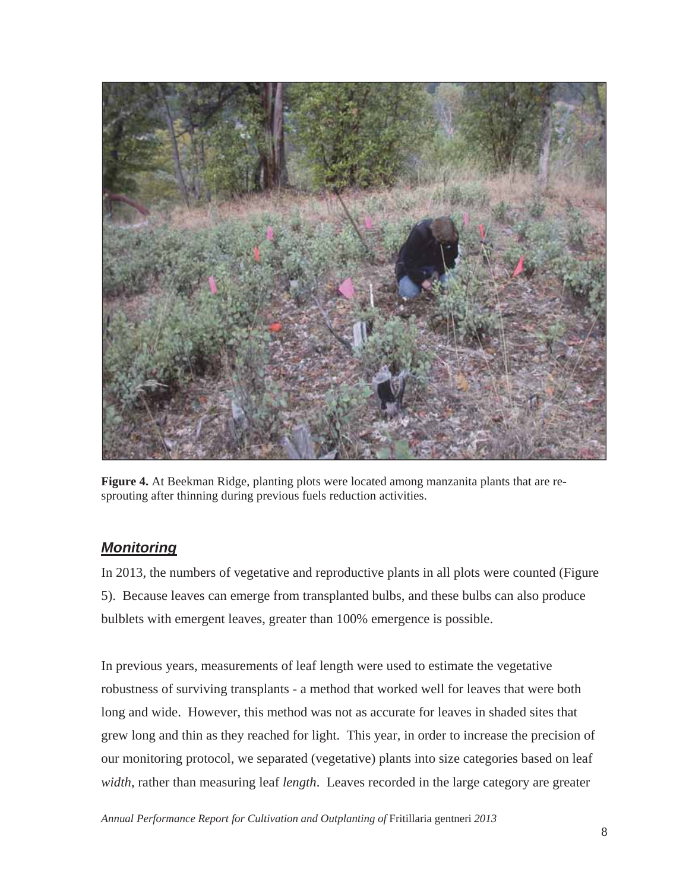**Figure 4.** At Beekman Ridge, planting plots were located among manzanita plants that are re-sprouting after thinning during previous fuels reduction activities.

## ***Monitoring***

In 2013, the numbers of vegetative and reproductive plants in all plots were counted (Figure 5). Because leaves can emerge from transplanted bulbs, and these bulbs can also produce bulblets with emergent leaves, greater than 100% emergence is possible.

In previous years, measurements of leaf length were used to estimate the vegetative robustness of surviving transplants - a method that worked well for leaves that were both long and wide. However, this method was not as accurate for leaves in shaded sites that grew long and thin as they reached for light. This year, in order to increase the precision of our monitoring protocol, we separated (vegetative) plants into size categories based on leaf *width*, rather than measuring leaf *length*. Leaves recorded in the large category are greater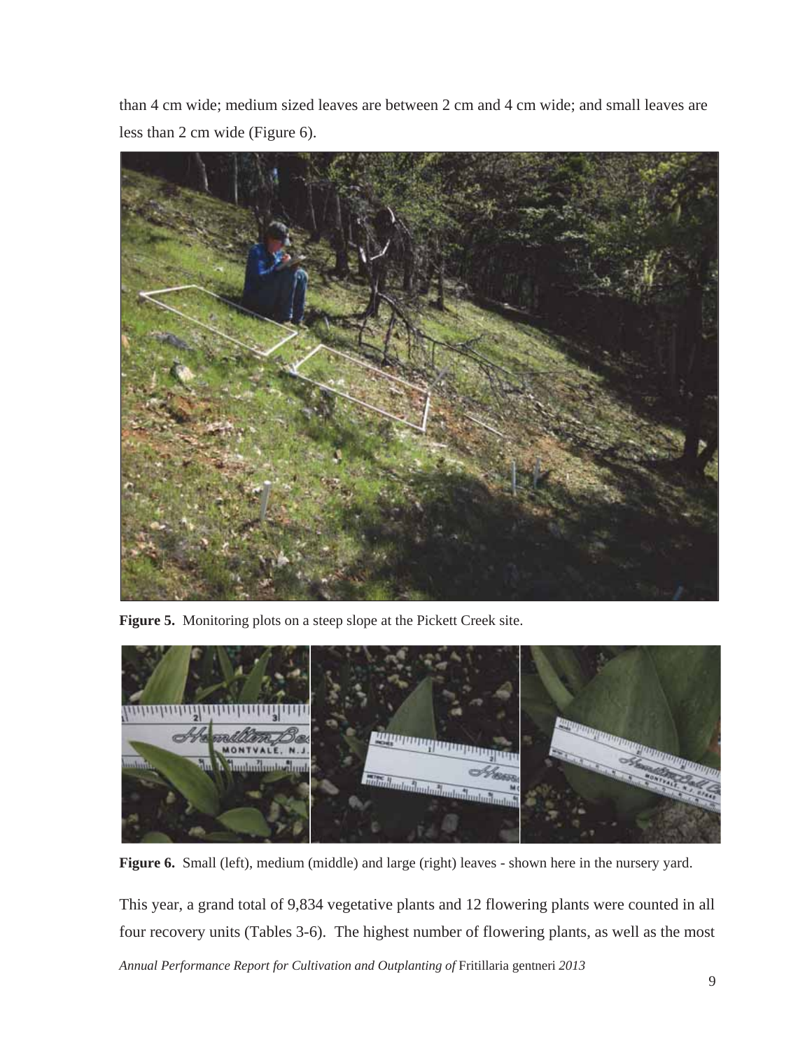than 4 cm wide; medium sized leaves are between 2 cm and 4 cm wide; and small leaves are less than 2 cm wide (Figure 6).

**Figure 5.** Monitoring plots on a steep slope at the Pickett Creek site.

**Figure 6.** Small (left), medium (middle) and large (right) leaves - shown here in the nursery yard.

This year, a grand total of 9,834 vegetative plants and 12 flowering plants were counted in all four recovery units (Tables 3-6). The highest number of flowering plants, as well as the most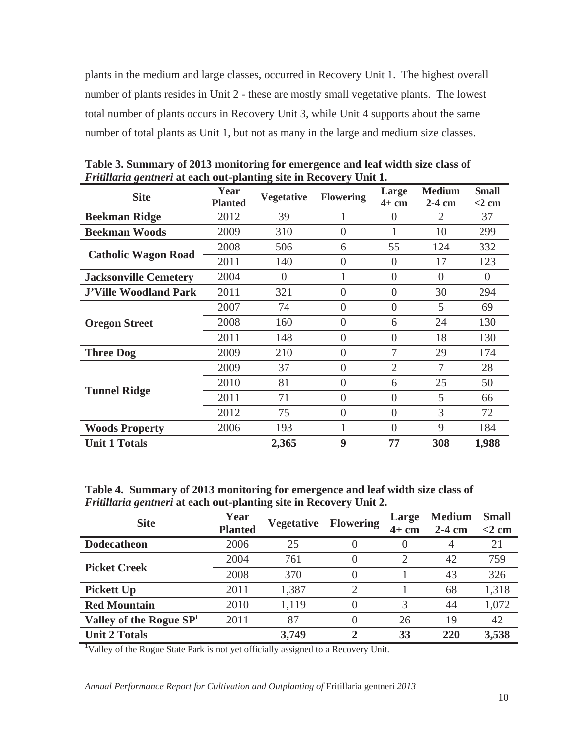plants in the medium and large classes, occurred in Recovery Unit 1. The highest overall number of plants resides in Unit 2 - these are mostly small vegetative plants. The lowest total number of plants occurs in Recovery Unit 3, while Unit 4 supports about the same number of total plants as Unit 1, but not as many in the large and medium size classes.

**Table 3. Summary of 2013 monitoring for emergence and leaf width size class of *Fritillaria gentneri* at each out-planting site in Recovery Unit 1.**

| Site | Year Planted | Vegetative | Flowering | Large 4+ cm | Medium 2-4 cm | Small <2 cm |
|---|---|---|---|---|---|---|
| **Beekman Ridge** | 2012 | 39 | 1 | 0 | 2 | 37 |
| **Beekman Woods** | 2009 | 310 | 0 | 1 | 10 | 299 |
| **Catholic Wagon Road** | 2008 | 506 | 6 | 55 | 124 | 332 |
| | 2011 | 140 | 0 | 0 | 17 | 123 |
| **Jacksonville Cemetery** | 2004 | 0 | 1 | 0 | 0 | 0 |
| **J'Ville Woodland Park** | 2011 | 321 | 0 | 0 | 30 | 294 |
| **Oregon Street** | 2007 | 74 | 0 | 0 | 5 | 69 |
| | 2008 | 160 | 0 | 6 | 24 | 130 |
| | 2011 | 148 | 0 | 0 | 18 | 130 |
| **Three Dog** | 2009 | 210 | 0 | 7 | 29 | 174 |
| **Tunnel Ridge** | 2009 | 37 | 0 | 2 | 7 | 28 |
| | 2010 | 81 | 0 | 6 | 25 | 50 |
| | 2011 | 71 | 0 | 0 | 5 | 66 |
| | 2012 | 75 | 0 | 0 | 3 | 72 |
| **Woods Property** | 2006 | 193 | 1 | 0 | 9 | 184 |
| **Unit 1 Totals** | | **2,365** | **9** | **77** | **308** | **1,988** |

**Table 4. Summary of 2013 monitoring for emergence and leaf width size class of *Fritillaria gentneri* at each out-planting site in Recovery Unit 2.**

| Site | Year Planted | Vegetative | Flowering | Large 4+ cm | Medium 2-4 cm | Small <2 cm |
|---|---|---|---|---|---|---|
| **Dodecatheon** | 2006 | 25 | 0 | 0 | 4 | 21 |
| **Picket Creek** | 2004 | 761 | 0 | 2 | 42 | 759 |
| | 2008 | 370 | 0 | 1 | 43 | 326 |
| **Pickett Up** | 2011 | 1,387 | 2 | 1 | 68 | 1,318 |
| **Red Mountain** | 2010 | 1,119 | 0 | 3 | 44 | 1,072 |
| **Valley of the Rogue SP[1]** | 2011 | 87 | 0 | 26 | 19 | 42 |
| **Unit 2 Totals** | | **3,749** | **2** | **33** | **220** | **3,538** |

[1]Valley of the Rogue State Park is not yet officially assigned to a Recovery Unit.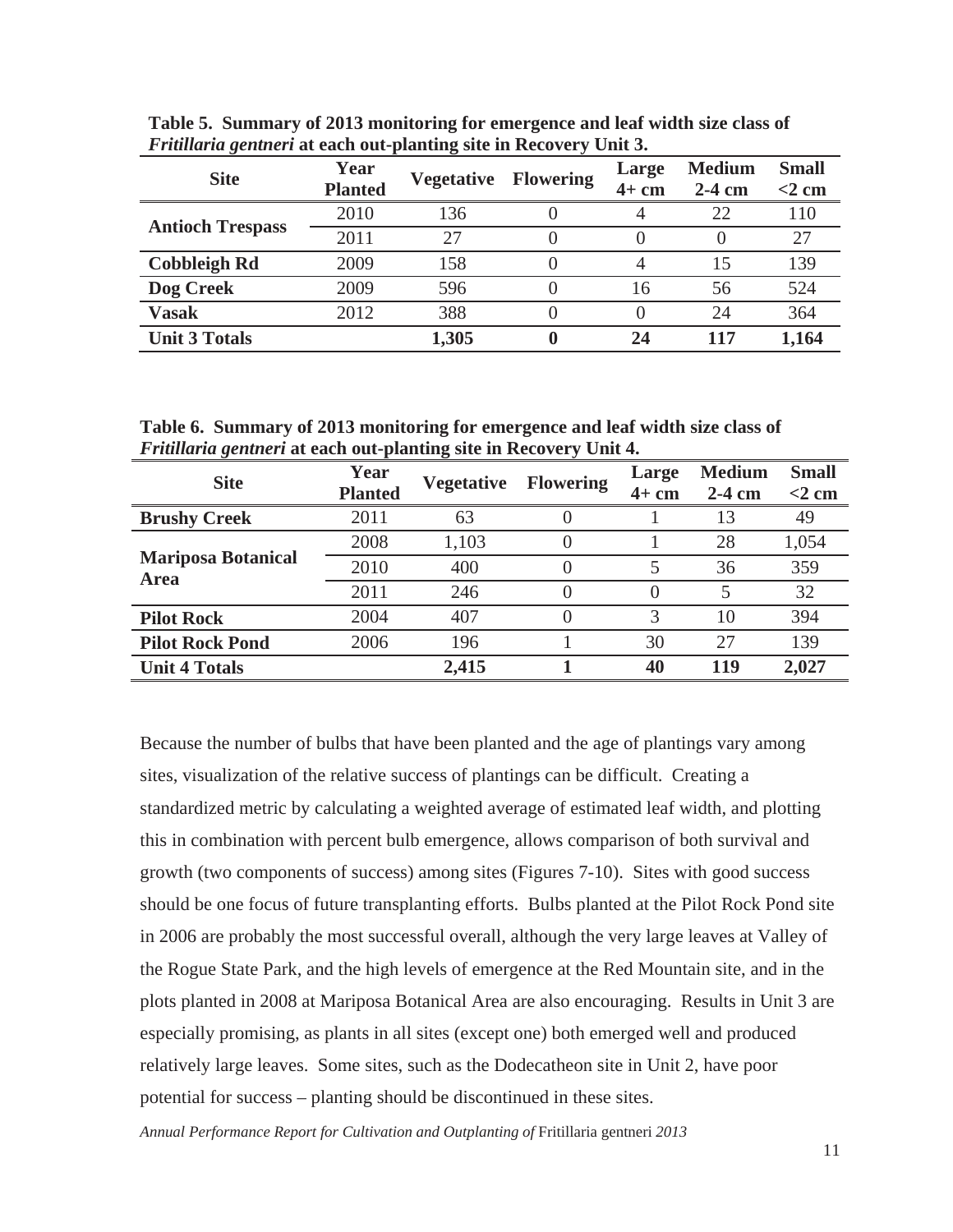**Table 5. Summary of 2013 monitoring for emergence and leaf width size class of *Fritillaria gentneri* at each out-planting site in Recovery Unit 3.**

| Site | Year Planted | Vegetative | Flowering | Large 4+ cm | Medium 2-4 cm | Small <2 cm |
|---|---|---|---|---|---|---|
| **Antioch Trespass** | 2010 | 136 | 0 | 4 | 22 | 110 |
| | 2011 | 27 | 0 | 0 | 0 | 27 |
| **Cobbleigh Rd** | 2009 | 158 | 0 | 4 | 15 | 139 |
| **Dog Creek** | 2009 | 596 | 0 | 16 | 56 | 524 |
| **Vasak** | 2012 | 388 | 0 | 0 | 24 | 364 |
| **Unit 3 Totals** | | **1,305** | **0** | **24** | **117** | **1,164** |

**Table 6. Summary of 2013 monitoring for emergence and leaf width size class of *Fritillaria gentneri* at each out-planting site in Recovery Unit 4.**

| Site | Year Planted | Vegetative | Flowering | Large 4+ cm | Medium 2-4 cm | Small <2 cm |
|---|---|---|---|---|---|---|
| **Brushy Creek** | 2011 | 63 | 0 | 1 | 13 | 49 |
| **Mariposa Botanical Area** | 2008 | 1,103 | 0 | 1 | 28 | 1,054 |
| | 2010 | 400 | 0 | 5 | 36 | 359 |
| | 2011 | 246 | 0 | 0 | 5 | 32 |
| **Pilot Rock** | 2004 | 407 | 0 | 3 | 10 | 394 |
| **Pilot Rock Pond** | 2006 | 196 | 1 | 30 | 27 | 139 |
| **Unit 4 Totals** | | **2,415** | **1** | **40** | **119** | **2,027** |

Because the number of bulbs that have been planted and the age of plantings vary among sites, visualization of the relative success of plantings can be difficult. Creating a standardized metric by calculating a weighted average of estimated leaf width, and plotting this in combination with percent bulb emergence, allows comparison of both survival and growth (two components of success) among sites (Figures 7-10). Sites with good success should be one focus of future transplanting efforts. Bulbs planted at the Pilot Rock Pond site in 2006 are probably the most successful overall, although the very large leaves at Valley of the Rogue State Park, and the high levels of emergence at the Red Mountain site, and in the plots planted in 2008 at Mariposa Botanical Area are also encouraging. Results in Unit 3 are especially promising, as plants in all sites (except one) both emerged well and produced relatively large leaves. Some sites, such as the Dodecatheon site in Unit 2, have poor potential for success – planting should be discontinued in these sites.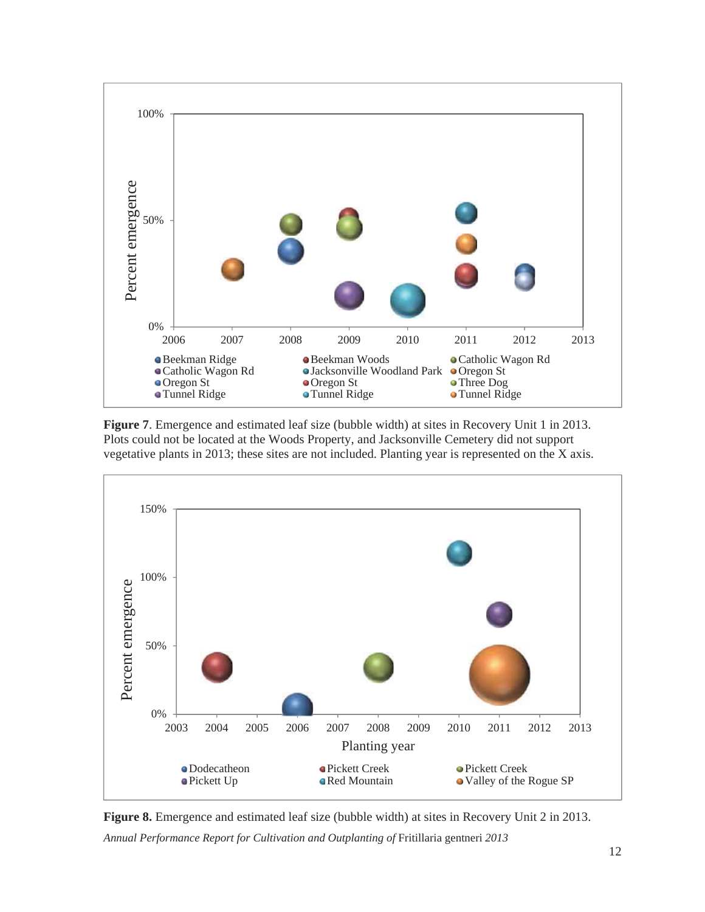**Figure 7**. Emergence and estimated leaf size (bubble width) at sites in Recovery Unit 1 in 2013. Plots could not be located at the Woods Property, and Jacksonville Cemetery did not support vegetative plants in 2013; these sites are not included. Planting year is represented on the X axis.

**Figure 8.** Emergence and estimated leaf size (bubble width) at sites in Recovery Unit 2 in 2013.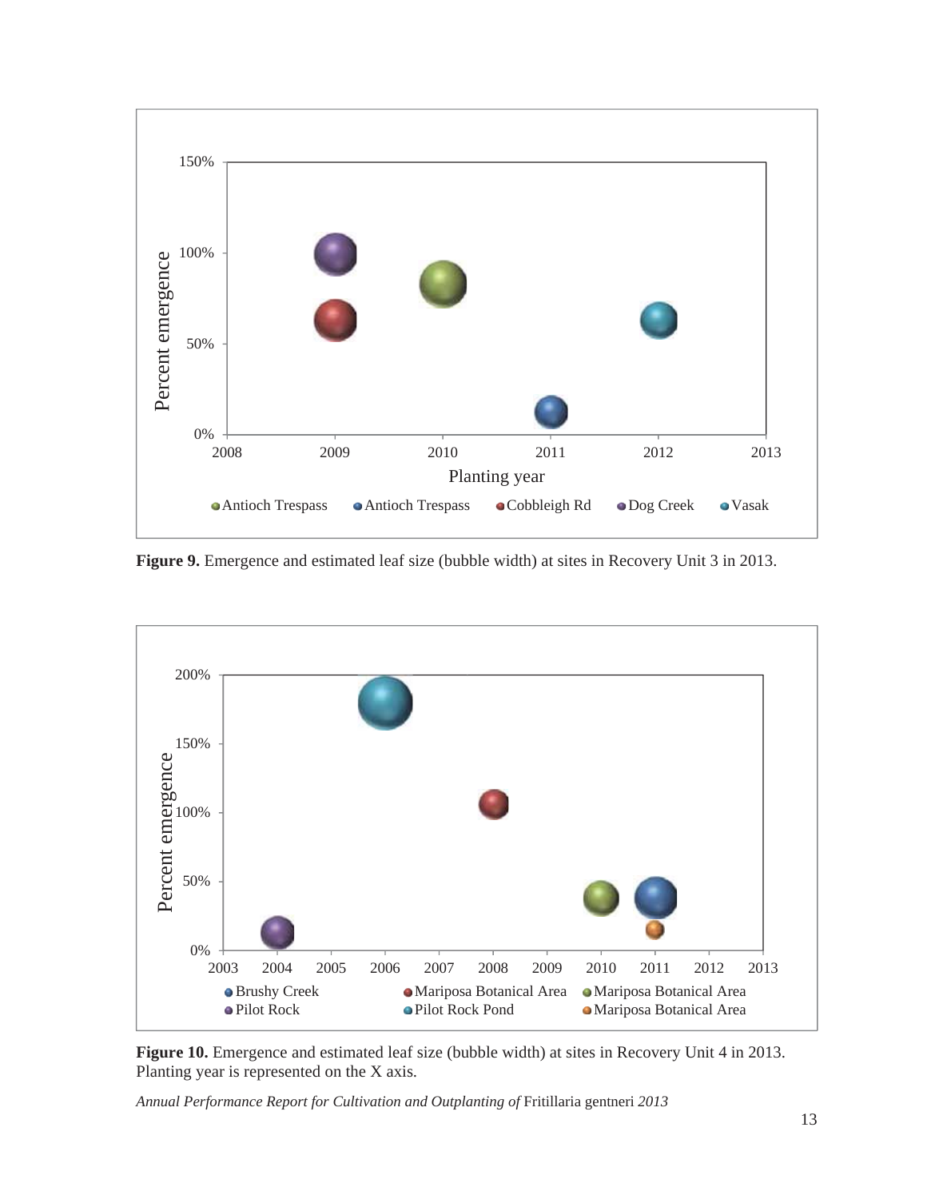**Figure 9.** Emergence and estimated leaf size (bubble width) at sites in Recovery Unit 3 in 2013.

**Figure 10.** Emergence and estimated leaf size (bubble width) at sites in Recovery Unit 4 in 2013. Planting year is represented on the X axis.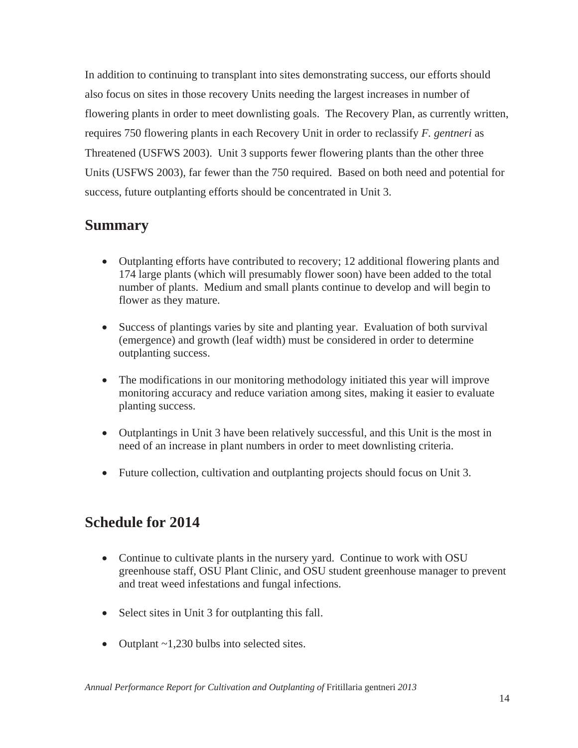In addition to continuing to transplant into sites demonstrating success, our efforts should also focus on sites in those recovery Units needing the largest increases in number of flowering plants in order to meet downlisting goals. The Recovery Plan, as currently written, requires 750 flowering plants in each Recovery Unit in order to reclassify *F. gentneri* as Threatened (USFWS 2003). Unit 3 supports fewer flowering plants than the other three Units (USFWS 2003), far fewer than the 750 required. Based on both need and potential for success, future outplanting efforts should be concentrated in Unit 3.

## Summary

- Outplanting efforts have contributed to recovery; 12 additional flowering plants and 174 large plants (which will presumably flower soon) have been added to the total number of plants. Medium and small plants continue to develop and will begin to flower as they mature.
- Success of plantings varies by site and planting year. Evaluation of both survival (emergence) and growth (leaf width) must be considered in order to determine outplanting success.
- The modifications in our monitoring methodology initiated this year will improve monitoring accuracy and reduce variation among sites, making it easier to evaluate planting success.
- Outplantings in Unit 3 have been relatively successful, and this Unit is the most in need of an increase in plant numbers in order to meet downlisting criteria.
- Future collection, cultivation and outplanting projects should focus on Unit 3.

## Schedule for 2014

- Continue to cultivate plants in the nursery yard. Continue to work with OSU greenhouse staff, OSU Plant Clinic, and OSU student greenhouse manager to prevent and treat weed infestations and fungal infections.
- Select sites in Unit 3 for outplanting this fall.
- Outplant ~1,230 bulbs into selected sites.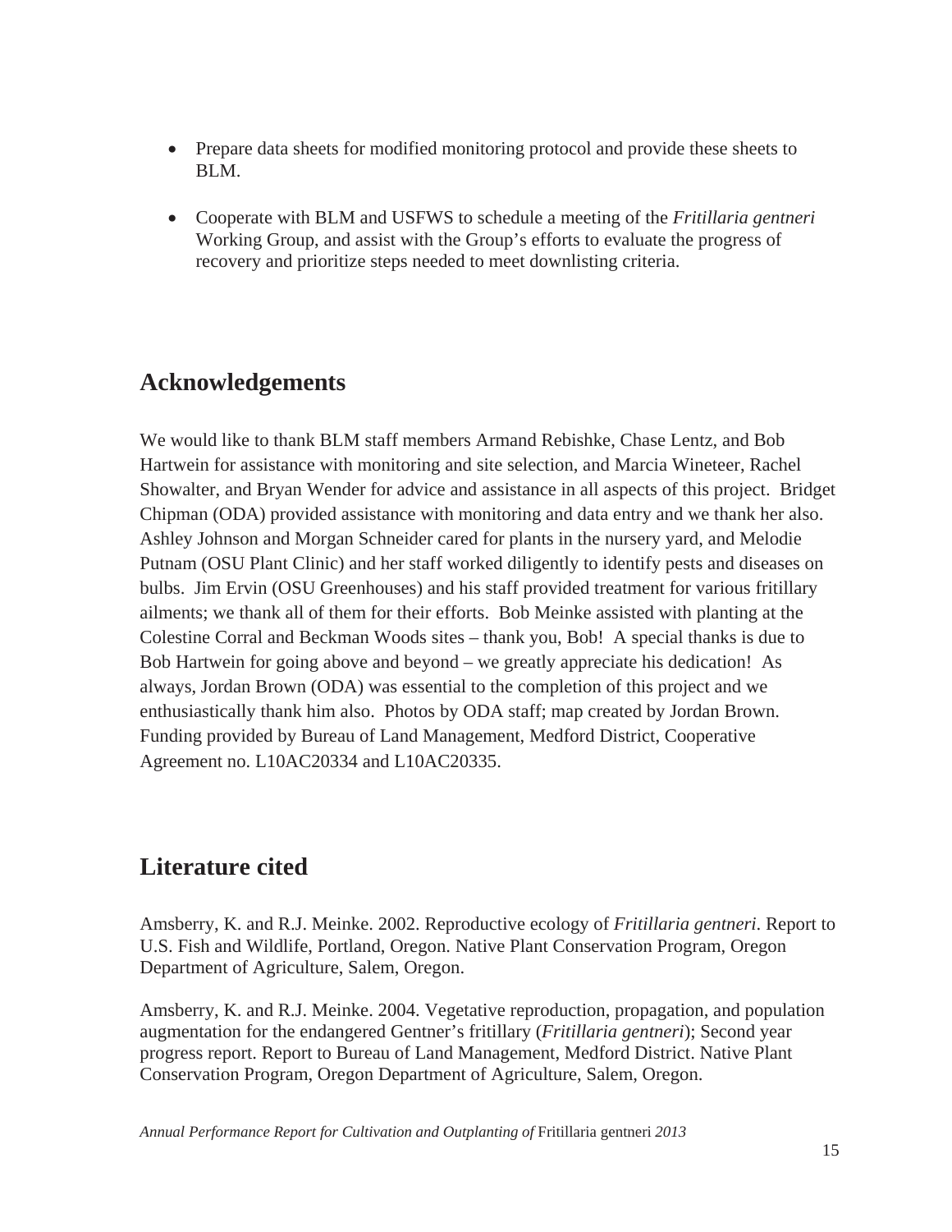- Prepare data sheets for modified monitoring protocol and provide these sheets to BLM.
- Cooperate with BLM and USFWS to schedule a meeting of the *Fritillaria gentneri* Working Group, and assist with the Group's efforts to evaluate the progress of recovery and prioritize steps needed to meet downlisting criteria.

## Acknowledgements

We would like to thank BLM staff members Armand Rebishke, Chase Lentz, and Bob Hartwein for assistance with monitoring and site selection, and Marcia Wineteer, Rachel Showalter, and Bryan Wender for advice and assistance in all aspects of this project. Bridget Chipman (ODA) provided assistance with monitoring and data entry and we thank her also. Ashley Johnson and Morgan Schneider cared for plants in the nursery yard, and Melodie Putnam (OSU Plant Clinic) and her staff worked diligently to identify pests and diseases on bulbs. Jim Ervin (OSU Greenhouses) and his staff provided treatment for various fritillary ailments; we thank all of them for their efforts. Bob Meinke assisted with planting at the Colestine Corral and Beckman Woods sites – thank you, Bob! A special thanks is due to Bob Hartwein for going above and beyond – we greatly appreciate his dedication! As always, Jordan Brown (ODA) was essential to the completion of this project and we enthusiastically thank him also. Photos by ODA staff; map created by Jordan Brown. Funding provided by Bureau of Land Management, Medford District, Cooperative Agreement no. L10AC20334 and L10AC20335.

## Literature cited

Amsberry, K. and R.J. Meinke. 2002. Reproductive ecology of *Fritillaria gentneri*. Report to U.S. Fish and Wildlife, Portland, Oregon. Native Plant Conservation Program, Oregon Department of Agriculture, Salem, Oregon.

Amsberry, K. and R.J. Meinke. 2004. Vegetative reproduction, propagation, and population augmentation for the endangered Gentner's fritillary (*Fritillaria gentneri*); Second year progress report. Report to Bureau of Land Management, Medford District. Native Plant Conservation Program, Oregon Department of Agriculture, Salem, Oregon.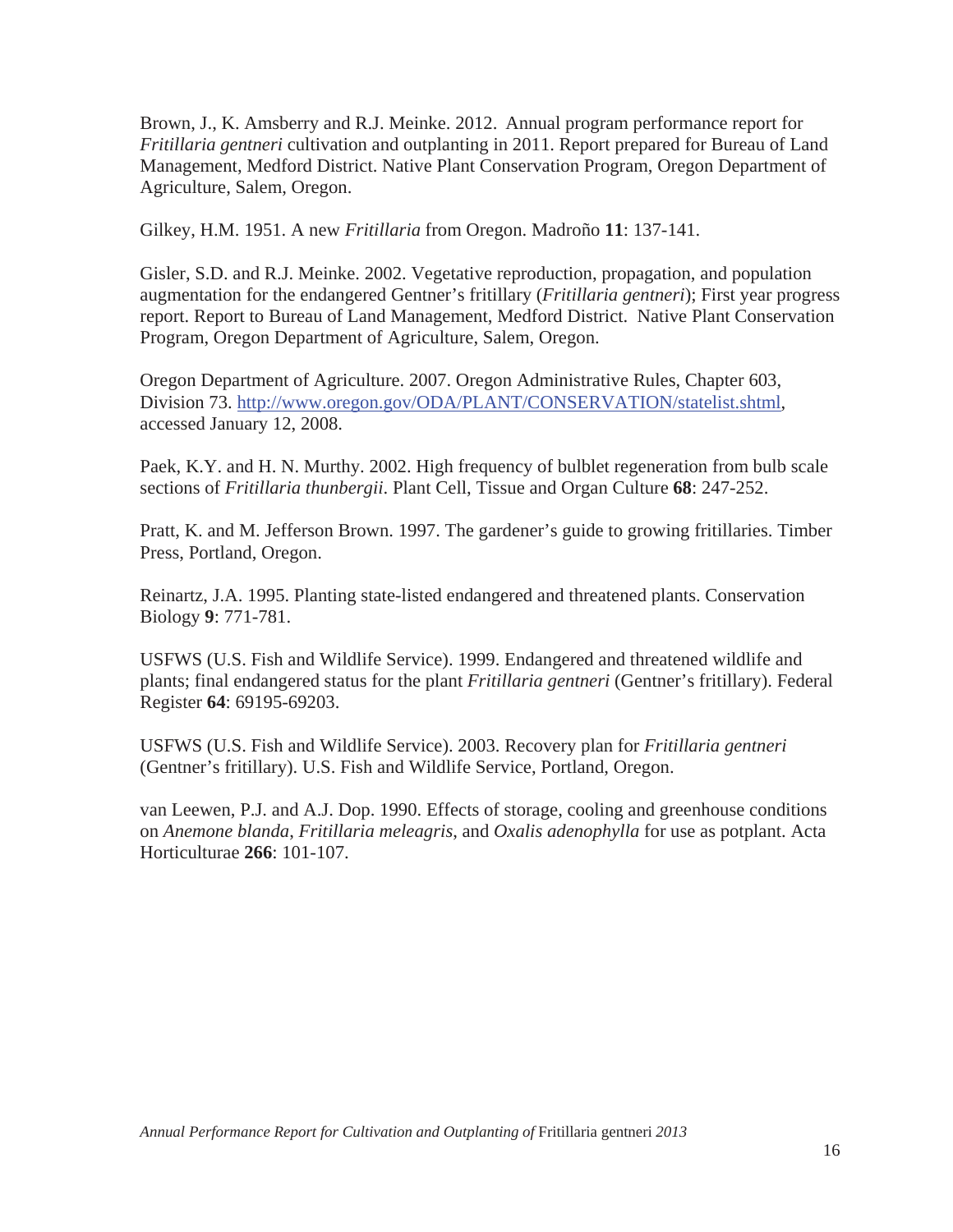Brown, J., K. Amsberry and R.J. Meinke. 2012. Annual program performance report for *Fritillaria gentneri* cultivation and outplanting in 2011. Report prepared for Bureau of Land Management, Medford District. Native Plant Conservation Program, Oregon Department of Agriculture, Salem, Oregon.

Gilkey, H.M. 1951. A new *Fritillaria* from Oregon. Madroño **11**: 137-141.

Gisler, S.D. and R.J. Meinke. 2002. Vegetative reproduction, propagation, and population augmentation for the endangered Gentner's fritillary (*Fritillaria gentneri*); First year progress report. Report to Bureau of Land Management, Medford District. Native Plant Conservation Program, Oregon Department of Agriculture, Salem, Oregon.

Oregon Department of Agriculture. 2007. Oregon Administrative Rules, Chapter 603, Division 73. http://www.oregon.gov/ODA/PLANT/CONSERVATION/statelist.shtml, accessed January 12, 2008.

Paek, K.Y. and H. N. Murthy. 2002. High frequency of bulblet regeneration from bulb scale sections of *Fritillaria thunbergii*. Plant Cell, Tissue and Organ Culture **68**: 247-252.

Pratt, K. and M. Jefferson Brown. 1997. The gardener's guide to growing fritillaries. Timber Press, Portland, Oregon.

Reinartz, J.A. 1995. Planting state-listed endangered and threatened plants. Conservation Biology **9**: 771-781.

USFWS (U.S. Fish and Wildlife Service). 1999. Endangered and threatened wildlife and plants; final endangered status for the plant *Fritillaria gentneri* (Gentner's fritillary). Federal Register **64**: 69195-69203.

USFWS (U.S. Fish and Wildlife Service). 2003. Recovery plan for *Fritillaria gentneri* (Gentner's fritillary). U.S. Fish and Wildlife Service, Portland, Oregon.

van Leewen, P.J. and A.J. Dop. 1990. Effects of storage, cooling and greenhouse conditions on *Anemone blanda*, *Fritillaria meleagris*, and *Oxalis adenophylla* for use as potplant. Acta Horticulturae **266**: 101-107.